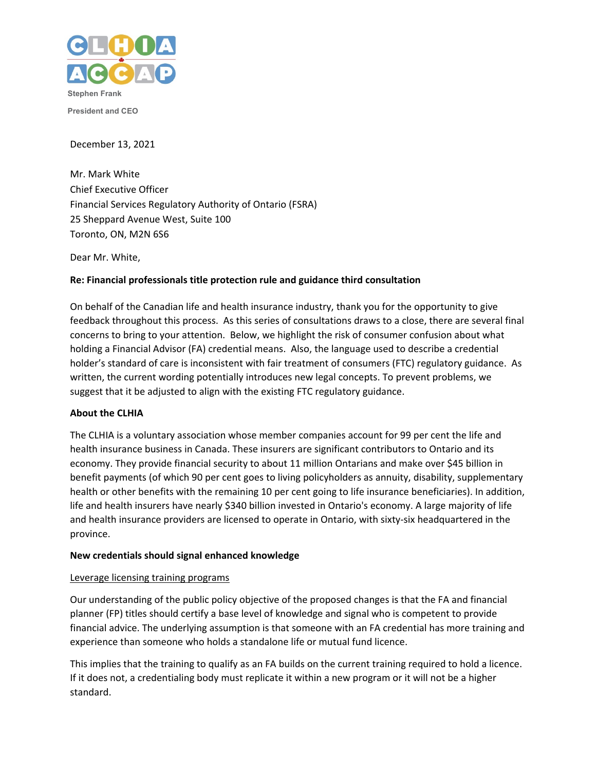CLHIA ACCAP

**Stephen Frank**

**President and CEO**

December 13, 2021

Mr. Mark White
Chief Executive Officer
Financial Services Regulatory Authority of Ontario (FSRA)
25 Sheppard Avenue West, Suite 100
Toronto, ON, M2N 6S6

Dear Mr. White,

**Re: Financial professionals title protection rule and guidance third consultation**

On behalf of the Canadian life and health insurance industry, thank you for the opportunity to give feedback throughout this process. As this series of consultations draws to a close, there are several final concerns to bring to your attention. Below, we highlight the risk of consumer confusion about what holding a Financial Advisor (FA) credential means. Also, the language used to describe a credential holder's standard of care is inconsistent with fair treatment of consumers (FTC) regulatory guidance. As written, the current wording potentially introduces new legal concepts. To prevent problems, we suggest that it be adjusted to align with the existing FTC regulatory guidance.

**About the CLHIA**

The CLHIA is a voluntary association whose member companies account for 99 per cent the life and health insurance business in Canada. These insurers are significant contributors to Ontario and its economy. They provide financial security to about 11 million Ontarians and make over $45 billion in benefit payments (of which 90 per cent goes to living policyholders as annuity, disability, supplementary health or other benefits with the remaining 10 per cent going to life insurance beneficiaries). In addition, life and health insurers have nearly $340 billion invested in Ontario's economy. A large majority of life and health insurance providers are licensed to operate in Ontario, with sixty-six headquartered in the province.

**New credentials should signal enhanced knowledge**

Leverage licensing training programs

Our understanding of the public policy objective of the proposed changes is that the FA and financial planner (FP) titles should certify a base level of knowledge and signal who is competent to provide financial advice. The underlying assumption is that someone with an FA credential has more training and experience than someone who holds a standalone life or mutual fund licence.

This implies that the training to qualify as an FA builds on the current training required to hold a licence. If it does not, a credentialing body must replicate it within a new program or it will not be a higher standard.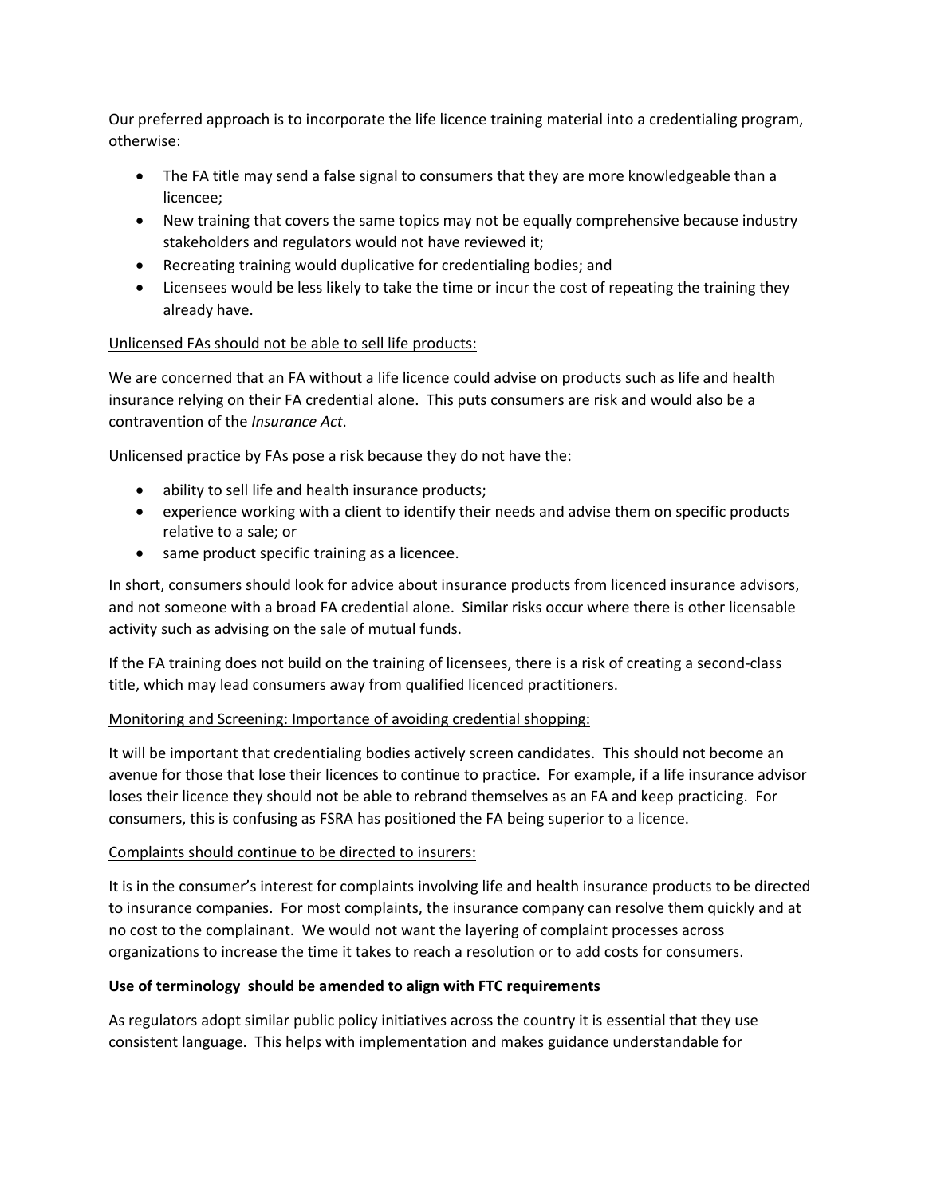Our preferred approach is to incorporate the life licence training material into a credentialing program, otherwise:

- The FA title may send a false signal to consumers that they are more knowledgeable than a licencee;
- New training that covers the same topics may not be equally comprehensive because industry stakeholders and regulators would not have reviewed it;
- Recreating training would duplicative for credentialing bodies; and
- Licensees would be less likely to take the time or incur the cost of repeating the training they already have.

<u>Unlicensed FAs should not be able to sell life products:</u>

We are concerned that an FA without a life licence could advise on products such as life and health insurance relying on their FA credential alone. This puts consumers are risk and would also be a contravention of the *Insurance Act.*

Unlicensed practice by FAs pose a risk because they do not have the:

- ability to sell life and health insurance products;
- experience working with a client to identify their needs and advise them on specific products relative to a sale; or
- same product specific training as a licencee.

In short, consumers should look for advice about insurance products from licenced insurance advisors, and not someone with a broad FA credential alone. Similar risks occur where there is other licensable activity such as advising on the sale of mutual funds.

If the FA training does not build on the training of licensees, there is a risk of creating a second-class title, which may lead consumers away from qualified licenced practitioners.

<u>Monitoring and Screening: Importance of avoiding credential shopping:</u>

It will be important that credentialing bodies actively screen candidates. This should not become an avenue for those that lose their licences to continue to practice. For example, if a life insurance advisor loses their licence they should not be able to rebrand themselves as an FA and keep practicing. For consumers, this is confusing as FSRA has positioned the FA being superior to a licence.

<u>Complaints should continue to be directed to insurers:</u>

It is in the consumer's interest for complaints involving life and health insurance products to be directed to insurance companies. For most complaints, the insurance company can resolve them quickly and at no cost to the complainant. We would not want the layering of complaint processes across organizations to increase the time it takes to reach a resolution or to add costs for consumers.

**Use of terminology should be amended to align with FTC requirements**

As regulators adopt similar public policy initiatives across the country it is essential that they use consistent language. This helps with implementation and makes guidance understandable for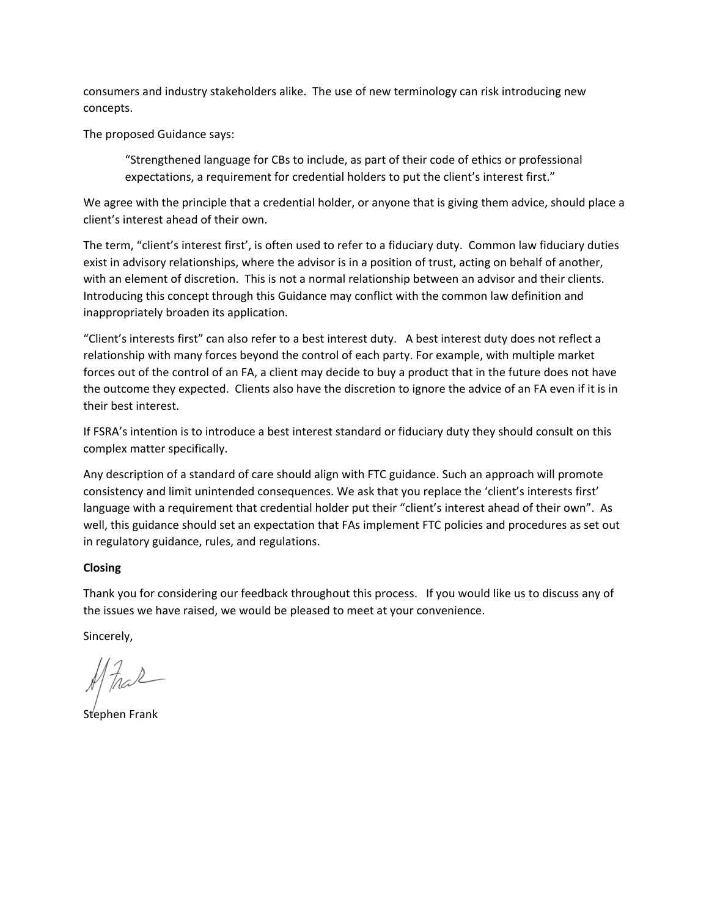consumers and industry stakeholders alike. The use of new terminology can risk introducing new concepts.

The proposed Guidance says:

> "Strengthened language for CBs to include, as part of their code of ethics or professional expectations, a requirement for credential holders to put the client's interest first."

We agree with the principle that a credential holder, or anyone that is giving them advice, should place a client's interest ahead of their own.

The term, "client's interest first', is often used to refer to a fiduciary duty. Common law fiduciary duties exist in advisory relationships, where the advisor is in a position of trust, acting on behalf of another, with an element of discretion. This is not a normal relationship between an advisor and their clients. Introducing this concept through this Guidance may conflict with the common law definition and inappropriately broaden its application.

"Client's interests first" can also refer to a best interest duty. A best interest duty does not reflect a relationship with many forces beyond the control of each party. For example, with multiple market forces out of the control of an FA, a client may decide to buy a product that in the future does not have the outcome they expected. Clients also have the discretion to ignore the advice of an FA even if it is in their best interest.

If FSRA's intention is to introduce a best interest standard or fiduciary duty they should consult on this complex matter specifically.

Any description of a standard of care should align with FTC guidance. Such an approach will promote consistency and limit unintended consequences. We ask that you replace the 'client's interests first' language with a requirement that credential holder put their "client's interest ahead of their own". As well, this guidance should set an expectation that FAs implement FTC policies and procedures as set out in regulatory guidance, rules, and regulations.

**Closing**

Thank you for considering our feedback throughout this process. If you would like us to discuss any of the issues we have raised, we would be pleased to meet at your convenience.

Sincerely,

Stephen Frank